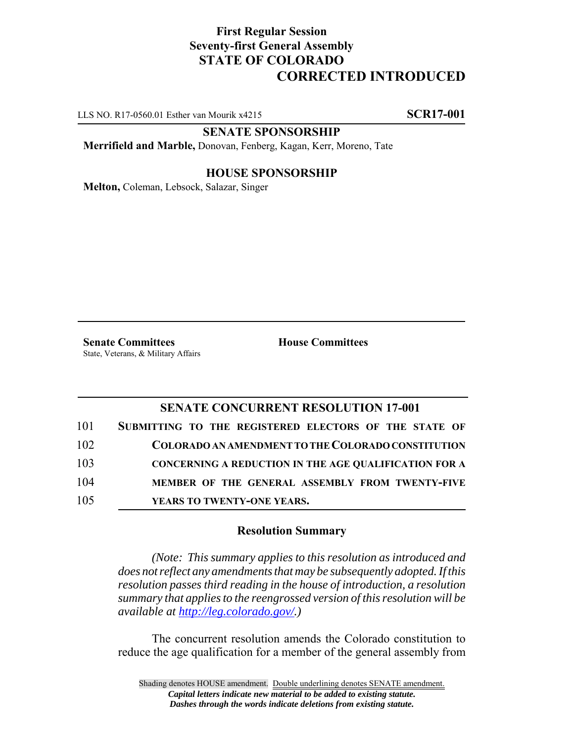**First Regular Session**
**Seventy-first General Assembly**
**STATE OF COLORADO**

**CORRECTED INTRODUCED**

LLS NO. R17-0560.01 Esther van Mourik x4215 **SCR17-001**

**SENATE SPONSORSHIP**

**Merrifield and Marble,** Donovan, Fenberg, Kagan, Kerr, Moreno, Tate

**HOUSE SPONSORSHIP**

**Melton,** Coleman, Lebsock, Salazar, Singer

**Senate Committees**
State, Veterans, & Military Affairs

**House Committees**

## SENATE CONCURRENT RESOLUTION 17-001

101 **SUBMITTING TO THE REGISTERED ELECTORS OF THE STATE OF**
102 **COLORADO AN AMENDMENT TO THE COLORADO CONSTITUTION**
103 **CONCERNING A REDUCTION IN THE AGE QUALIFICATION FOR A**
104 **MEMBER OF THE GENERAL ASSEMBLY FROM TWENTY-FIVE**
105 **YEARS TO TWENTY-ONE YEARS.**

### Resolution Summary

*(Note: This summary applies to this resolution as introduced and does not reflect any amendments that may be subsequently adopted. If this resolution passes third reading in the house of introduction, a resolution summary that applies to the reengrossed version of this resolution will be available at http://leg.colorado.gov/.)*

The concurrent resolution amends the Colorado constitution to reduce the age qualification for a member of the general assembly from

Shading denotes HOUSE amendment. Double underlining denotes SENATE amendment.
*Capital letters indicate new material to be added to existing statute.*
*Dashes through the words indicate deletions from existing statute.*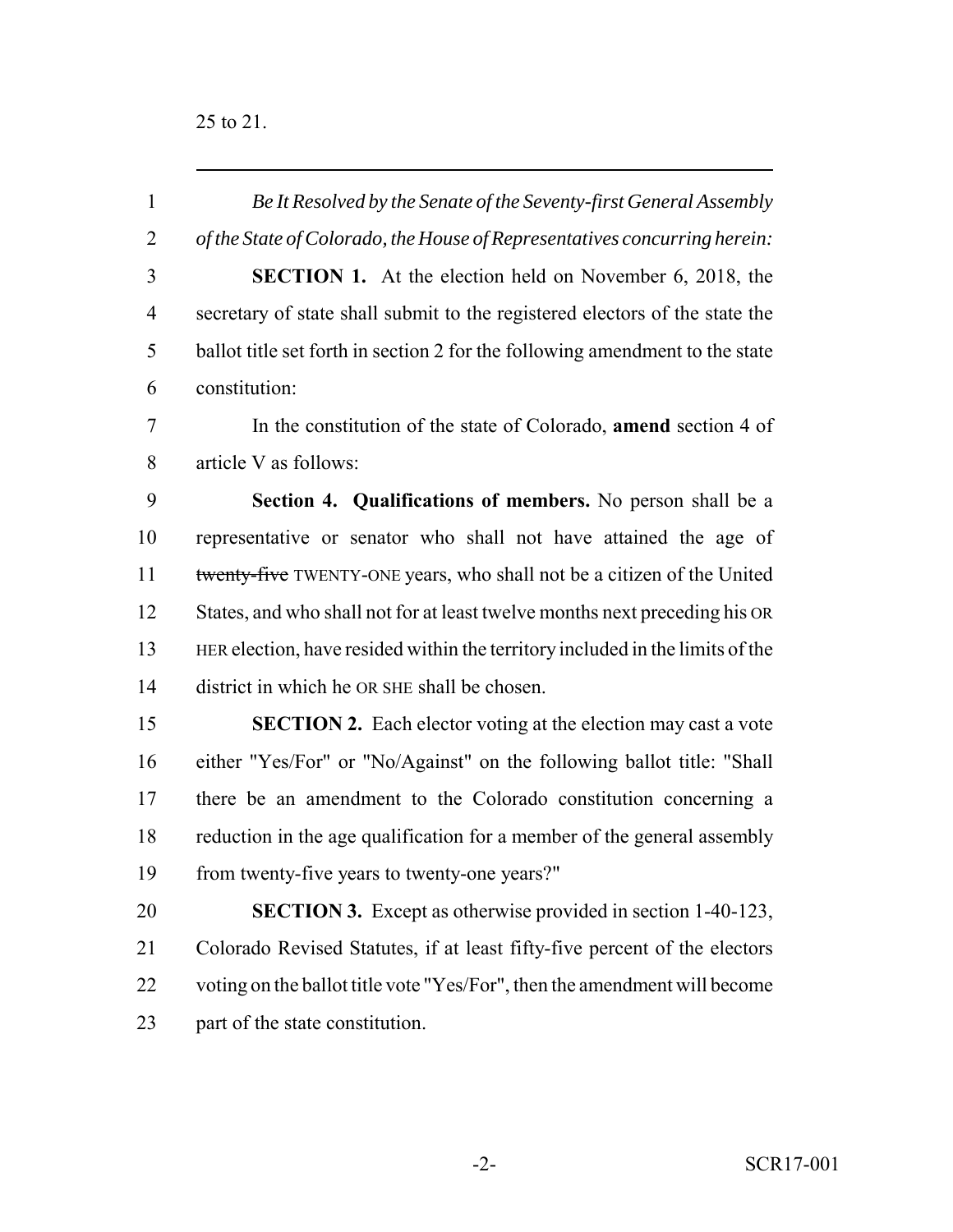25 to 21.

---

*Be It Resolved by the Senate of the Seventy-first General Assembly of the State of Colorado, the House of Representatives concurring herein:*

**SECTION 1.** At the election held on November 6, 2018, the secretary of state shall submit to the registered electors of the state the ballot title set forth in section 2 for the following amendment to the state constitution:

In the constitution of the state of Colorado, **amend** section 4 of article V as follows:

**Section 4. Qualifications of members.** No person shall be a representative or senator who shall not have attained the age of ~~twenty-five~~ TWENTY-ONE years, who shall not be a citizen of the United States, and who shall not for at least twelve months next preceding his OR HER election, have resided within the territory included in the limits of the district in which he OR SHE shall be chosen.

**SECTION 2.** Each elector voting at the election may cast a vote either "Yes/For" or "No/Against" on the following ballot title: "Shall there be an amendment to the Colorado constitution concerning a reduction in the age qualification for a member of the general assembly from twenty-five years to twenty-one years?"

**SECTION 3.** Except as otherwise provided in section 1-40-123, Colorado Revised Statutes, if at least fifty-five percent of the electors voting on the ballot title vote "Yes/For", then the amendment will become part of the state constitution.